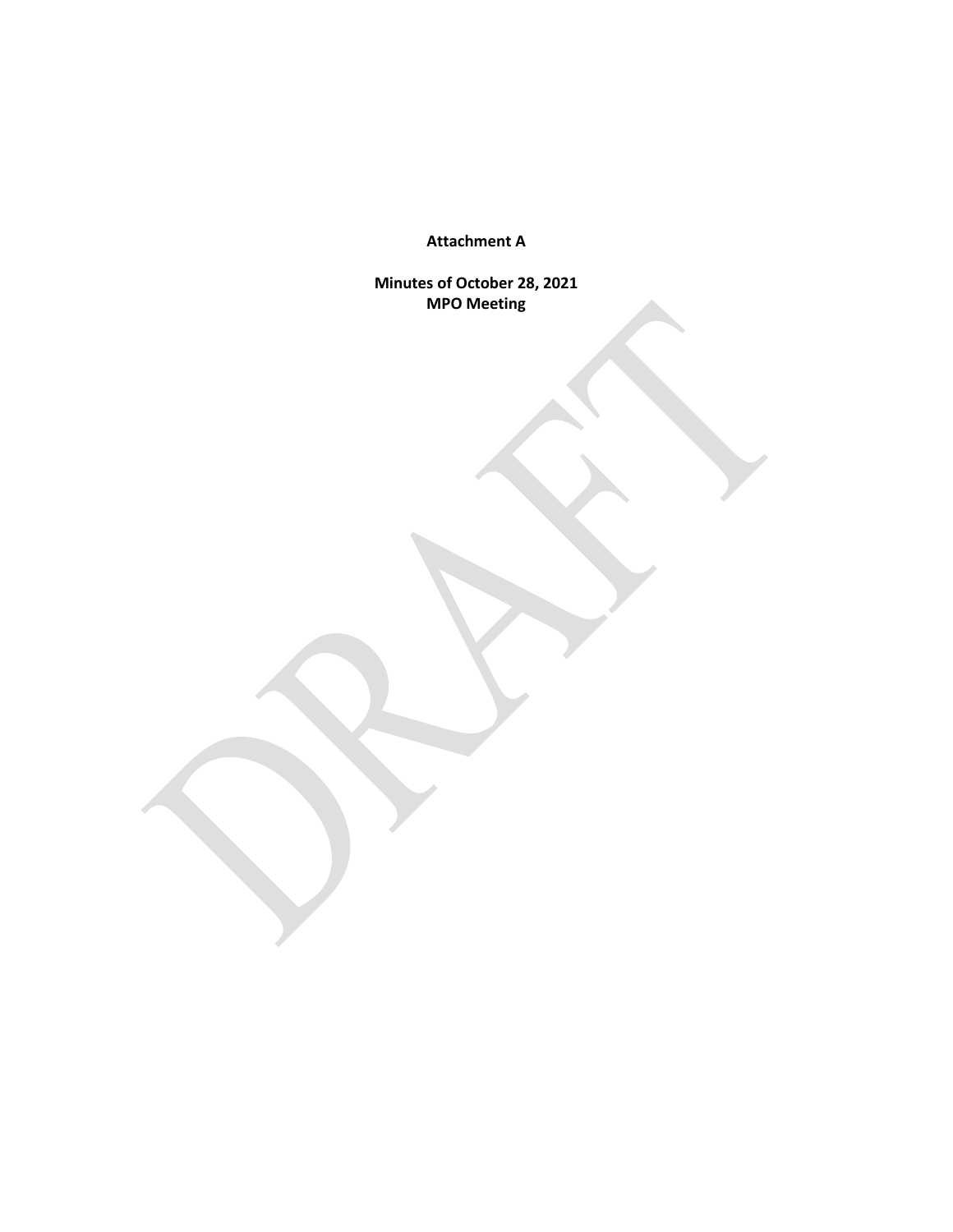**Attachment A**

**Minutes of October 28, 2021**
**MPO Meeting**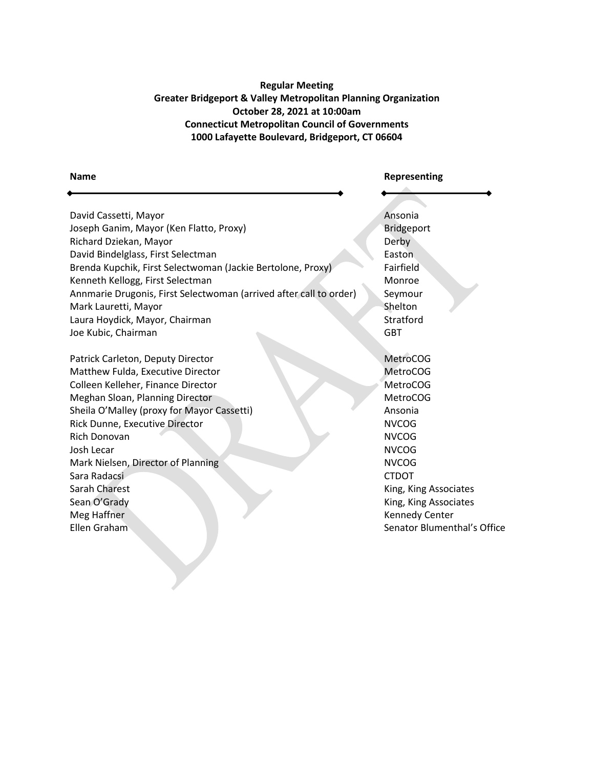**Regular Meeting**
**Greater Bridgeport & Valley Metropolitan Planning Organization**
**October 28, 2021 at 10:00am**
**Connecticut Metropolitan Council of Governments**
**1000 Lafayette Boulevard, Bridgeport, CT 06604**

| Name | Representing |
|---|---|
| David Cassetti, Mayor | Ansonia |
| Joseph Ganim, Mayor (Ken Flatto, Proxy) | Bridgeport |
| Richard Dziekan, Mayor | Derby |
| David Bindelglass, First Selectman | Easton |
| Brenda Kupchik, First Selectwoman (Jackie Bertolone, Proxy) | Fairfield |
| Kenneth Kellogg, First Selectman | Monroe |
| Annmarie Drugonis, First Selectwoman (arrived after call to order) | Seymour |
| Mark Lauretti, Mayor | Shelton |
| Laura Hoydick, Mayor, Chairman | Stratford |
| Joe Kubic, Chairman | GBT |
| | |
| Patrick Carleton, Deputy Director | MetroCOG |
| Matthew Fulda, Executive Director | MetroCOG |
| Colleen Kelleher, Finance Director | MetroCOG |
| Meghan Sloan, Planning Director | MetroCOG |
| Sheila O'Malley (proxy for Mayor Cassetti) | Ansonia |
| Rick Dunne, Executive Director | NVCOG |
| Rich Donovan | NVCOG |
| Josh Lecar | NVCOG |
| Mark Nielsen, Director of Planning | NVCOG |
| Sara Radacsi | CTDOT |
| Sarah Charest | King, King Associates |
| Sean O'Grady | King, King Associates |
| Meg Haffner | Kennedy Center |
| Ellen Graham | Senator Blumenthal's Office |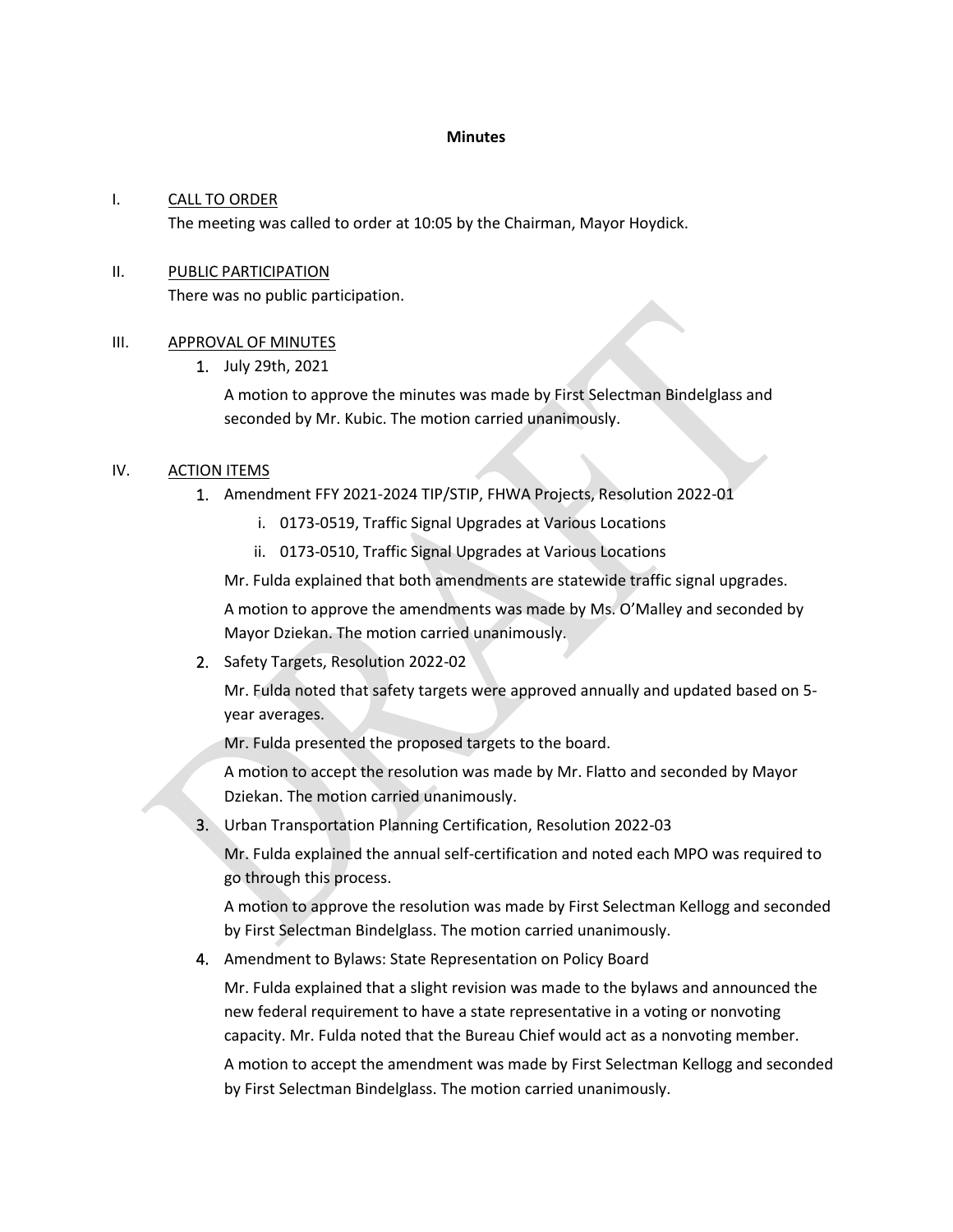**Minutes**

I. CALL TO ORDER

The meeting was called to order at 10:05 by the Chairman, Mayor Hoydick.

II. PUBLIC PARTICIPATION

There was no public participation.

III. APPROVAL OF MINUTES

1. July 29th, 2021

   A motion to approve the minutes was made by First Selectman Bindelglass and seconded by Mr. Kubic. The motion carried unanimously.

IV. ACTION ITEMS

1. Amendment FFY 2021-2024 TIP/STIP, FHWA Projects, Resolution 2022-01
   i. 0173-0519, Traffic Signal Upgrades at Various Locations
   ii. 0173-0510, Traffic Signal Upgrades at Various Locations

   Mr. Fulda explained that both amendments are statewide traffic signal upgrades.

   A motion to approve the amendments was made by Ms. O'Malley and seconded by Mayor Dziekan. The motion carried unanimously.

2. Safety Targets, Resolution 2022-02

   Mr. Fulda noted that safety targets were approved annually and updated based on 5-year averages.

   Mr. Fulda presented the proposed targets to the board.

   A motion to accept the resolution was made by Mr. Flatto and seconded by Mayor Dziekan. The motion carried unanimously.

3. Urban Transportation Planning Certification, Resolution 2022-03

   Mr. Fulda explained the annual self-certification and noted each MPO was required to go through this process.

   A motion to approve the resolution was made by First Selectman Kellogg and seconded by First Selectman Bindelglass. The motion carried unanimously.

4. Amendment to Bylaws: State Representation on Policy Board

   Mr. Fulda explained that a slight revision was made to the bylaws and announced the new federal requirement to have a state representative in a voting or nonvoting capacity. Mr. Fulda noted that the Bureau Chief would act as a nonvoting member.

   A motion to accept the amendment was made by First Selectman Kellogg and seconded by First Selectman Bindelglass. The motion carried unanimously.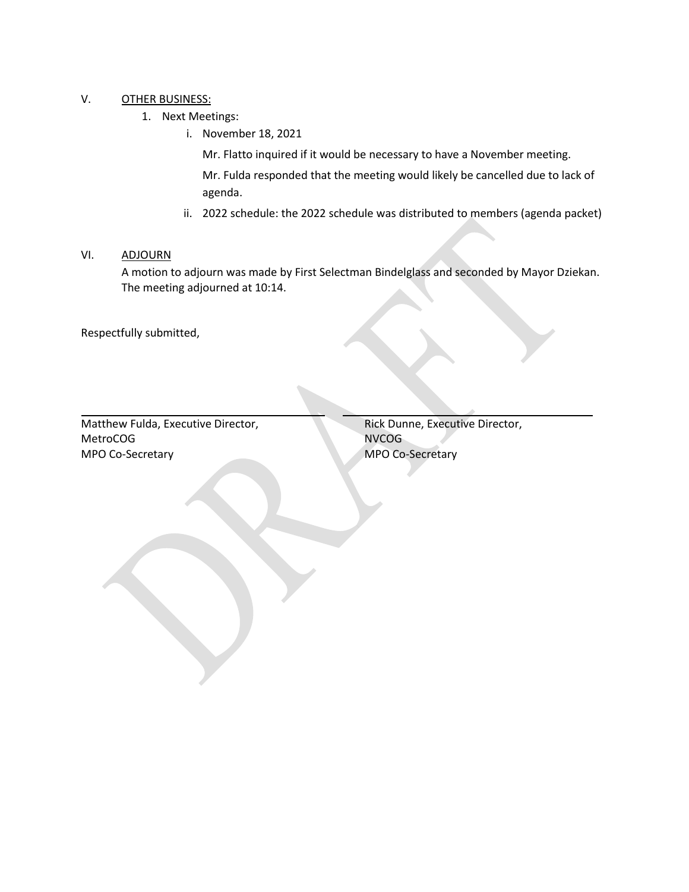V. OTHER BUSINESS:

1. Next Meetings:
   - i. November 18, 2021

     Mr. Flatto inquired if it would be necessary to have a November meeting.

     Mr. Fulda responded that the meeting would likely be cancelled due to lack of agenda.
   - ii. 2022 schedule: the 2022 schedule was distributed to members (agenda packet)

VI. ADJOURN

A motion to adjourn was made by First Selectman Bindelglass and seconded by Mayor Dziekan. The meeting adjourned at 10:14.

Respectfully submitted,

| | |
|---|---|
| Matthew Fulda, Executive Director,<br>MetroCOG<br>MPO Co-Secretary | Rick Dunne, Executive Director,<br>NVCOG<br>MPO Co-Secretary |

DRAFT